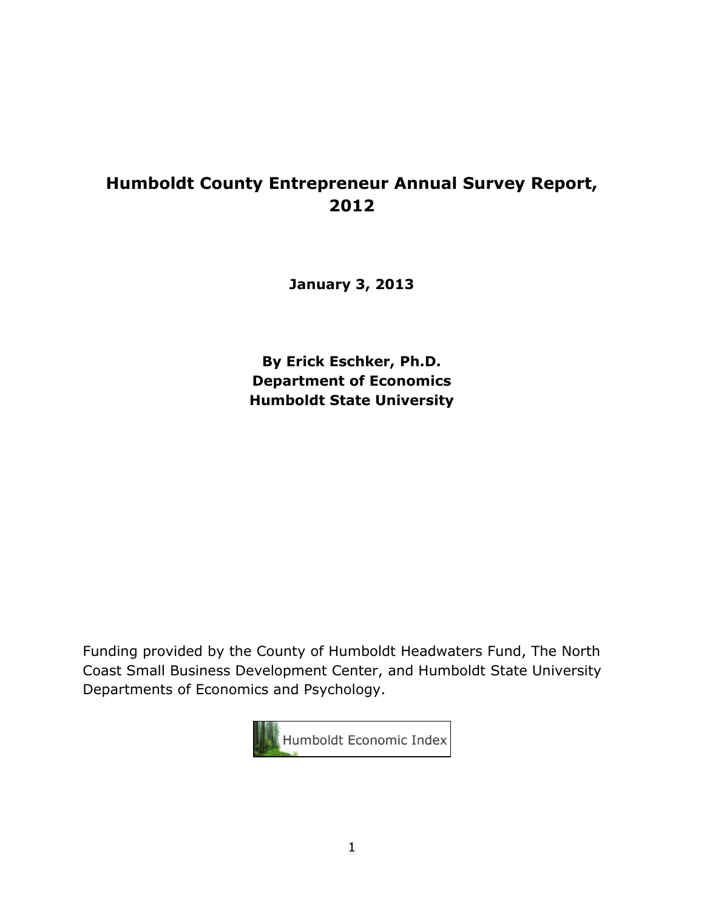# Humboldt County Entrepreneur Annual Survey Report, 2012

**January 3, 2013**

**By Erick Eschker, Ph.D.**
**Department of Economics**
**Humboldt State University**

Funding provided by the County of Humboldt Headwaters Fund, The North Coast Small Business Development Center, and Humboldt State University Departments of Economics and Psychology.

Humboldt Economic Index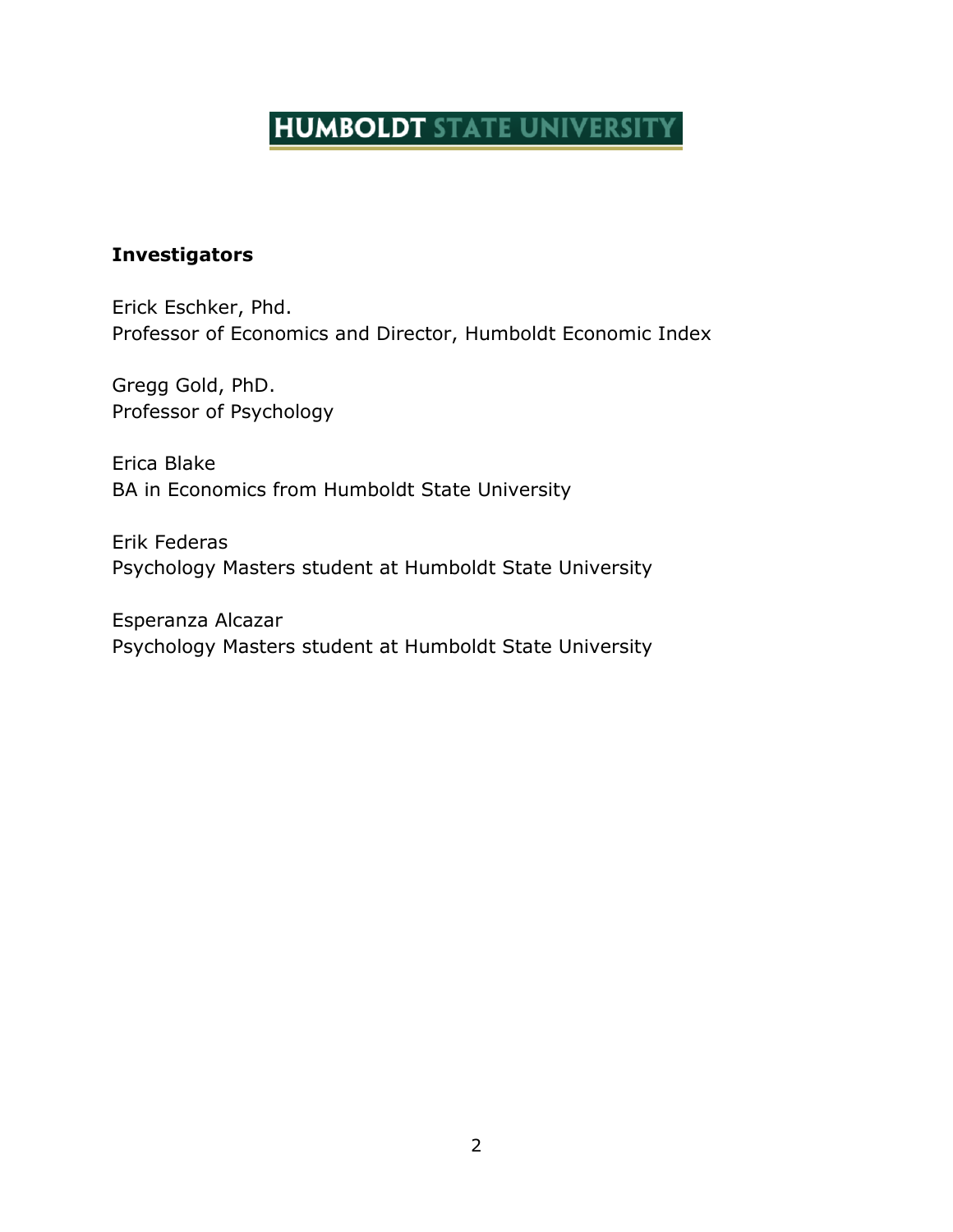HUMBOLDT STATE UNIVERSITY

**Investigators**

Erick Eschker, Phd.
Professor of Economics and Director, Humboldt Economic Index

Gregg Gold, PhD.
Professor of Psychology

Erica Blake
BA in Economics from Humboldt State University

Erik Federas
Psychology Masters student at Humboldt State University

Esperanza Alcazar
Psychology Masters student at Humboldt State University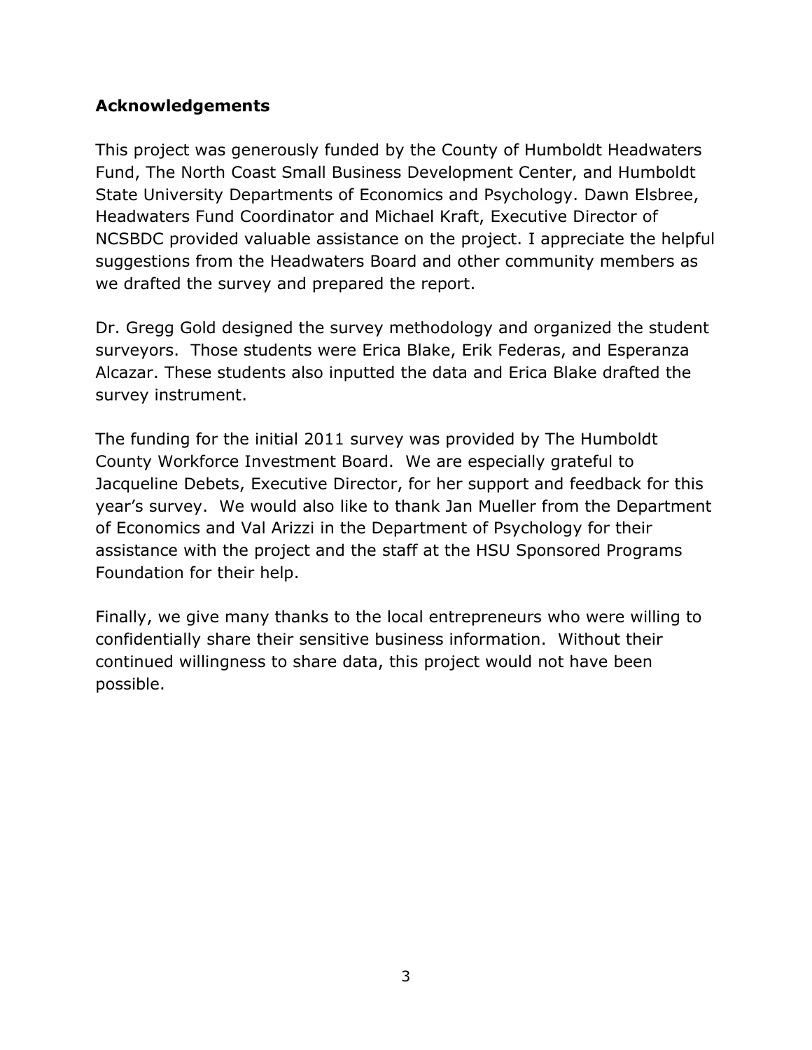## Acknowledgements

This project was generously funded by the County of Humboldt Headwaters Fund, The North Coast Small Business Development Center, and Humboldt State University Departments of Economics and Psychology. Dawn Elsbree, Headwaters Fund Coordinator and Michael Kraft, Executive Director of NCSBDC provided valuable assistance on the project. I appreciate the helpful suggestions from the Headwaters Board and other community members as we drafted the survey and prepared the report.

Dr. Gregg Gold designed the survey methodology and organized the student surveyors. Those students were Erica Blake, Erik Federas, and Esperanza Alcazar. These students also inputted the data and Erica Blake drafted the survey instrument.

The funding for the initial 2011 survey was provided by The Humboldt County Workforce Investment Board. We are especially grateful to Jacqueline Debets, Executive Director, for her support and feedback for this year's survey. We would also like to thank Jan Mueller from the Department of Economics and Val Arizzi in the Department of Psychology for their assistance with the project and the staff at the HSU Sponsored Programs Foundation for their help.

Finally, we give many thanks to the local entrepreneurs who were willing to confidentially share their sensitive business information. Without their continued willingness to share data, this project would not have been possible.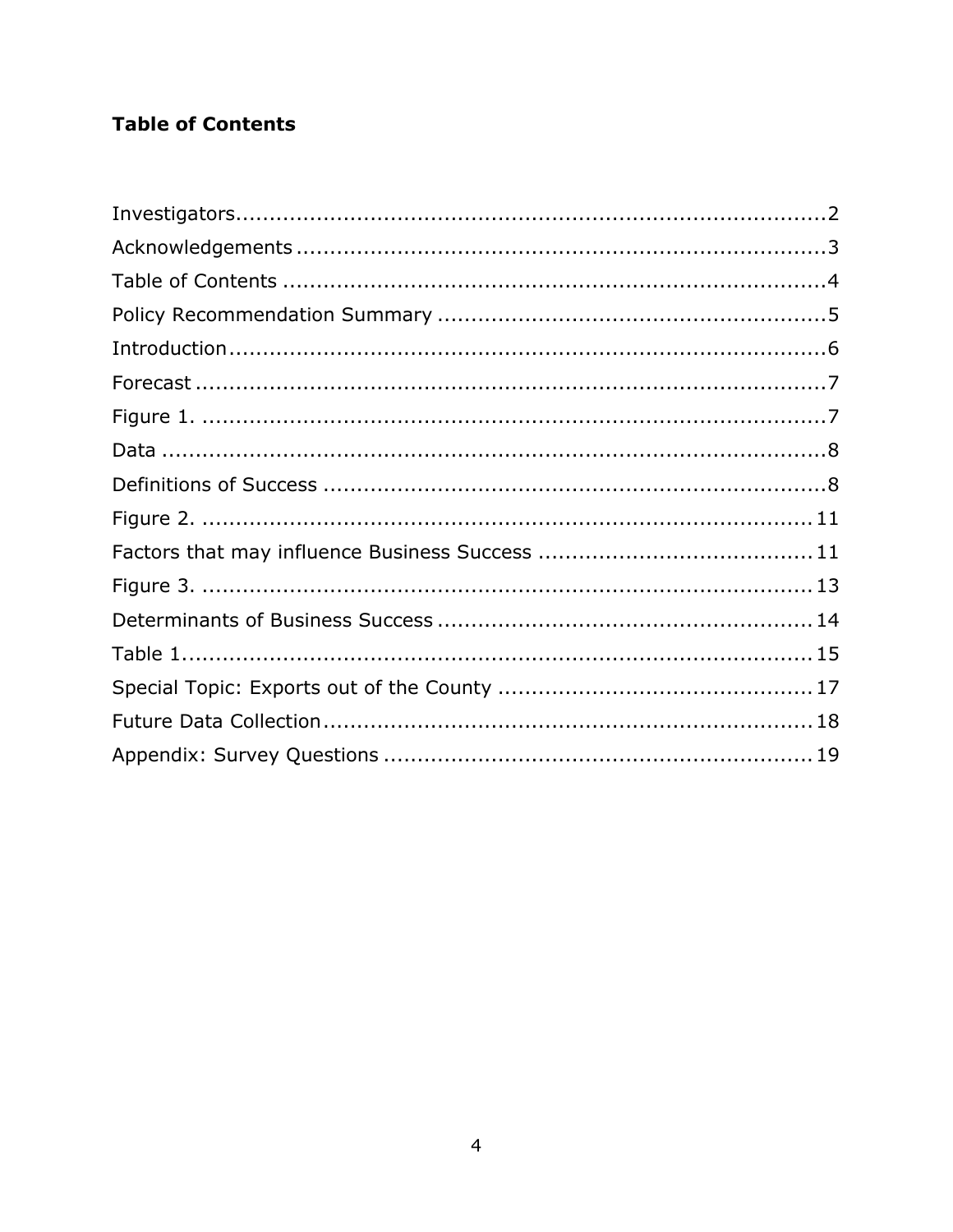**Table of Contents**

Investigators........................................................................................2
Acknowledgements ..............................................................................3
Table of Contents .................................................................................4
Policy Recommendation Summary .........................................................5
Introduction..........................................................................................6
Forecast ...............................................................................................7
Figure 1. ..............................................................................................7
Data .....................................................................................................8
Definitions of Success ...........................................................................8
Figure 2. ............................................................................................11
Factors that may influence Business Success .......................................11
Figure 3. ............................................................................................13
Determinants of Business Success .......................................................14
Table 1................................................................................................15
Special Topic: Exports out of the County ..............................................17
Future Data Collection .........................................................................18
Appendix: Survey Questions ................................................................19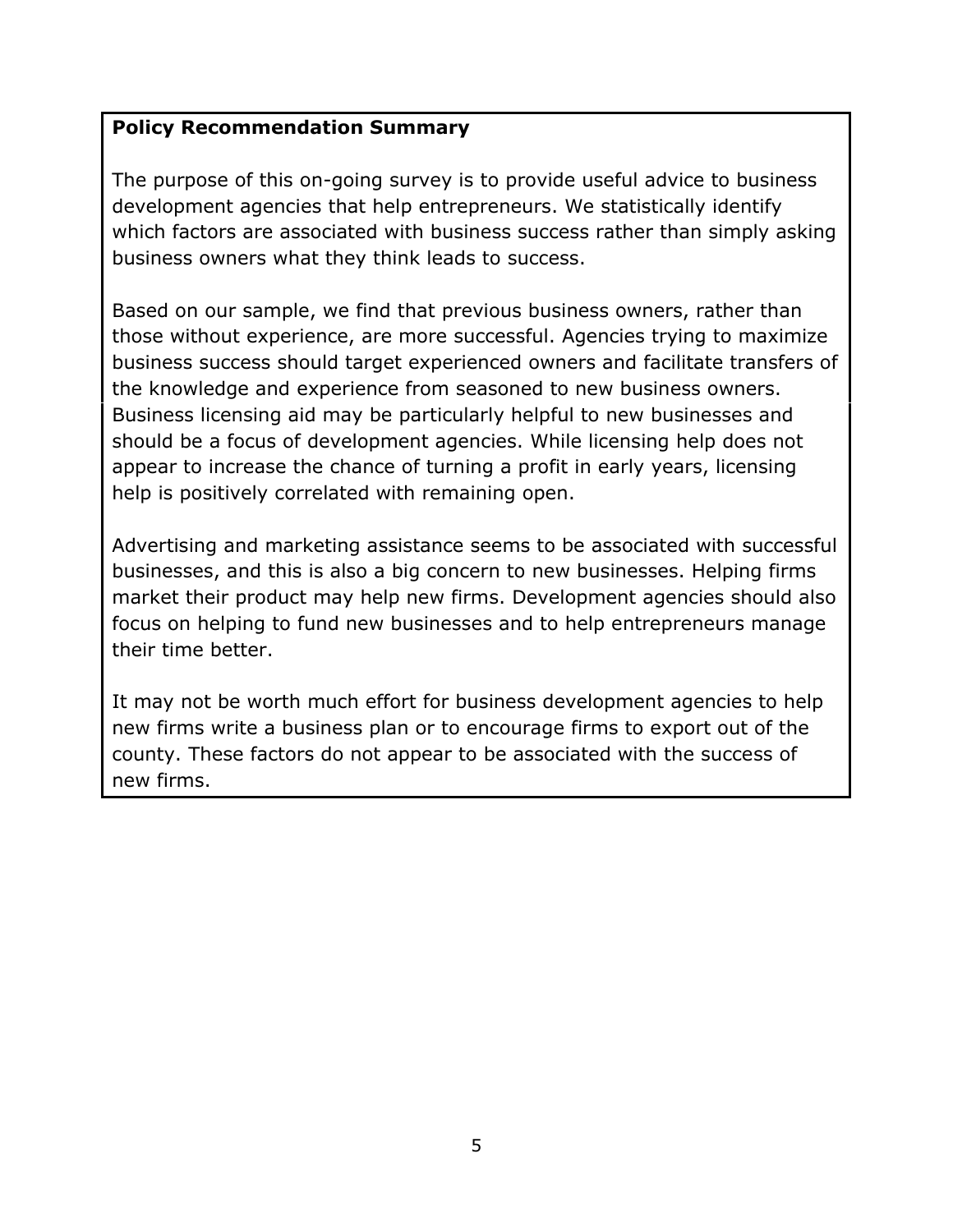**Policy Recommendation Summary**

The purpose of this on-going survey is to provide useful advice to business development agencies that help entrepreneurs. We statistically identify which factors are associated with business success rather than simply asking business owners what they think leads to success.

Based on our sample, we find that previous business owners, rather than those without experience, are more successful. Agencies trying to maximize business success should target experienced owners and facilitate transfers of the knowledge and experience from seasoned to new business owners. Business licensing aid may be particularly helpful to new businesses and should be a focus of development agencies. While licensing help does not appear to increase the chance of turning a profit in early years, licensing help is positively correlated with remaining open.

Advertising and marketing assistance seems to be associated with successful businesses, and this is also a big concern to new businesses. Helping firms market their product may help new firms. Development agencies should also focus on helping to fund new businesses and to help entrepreneurs manage their time better.

It may not be worth much effort for business development agencies to help new firms write a business plan or to encourage firms to export out of the county. These factors do not appear to be associated with the success of new firms.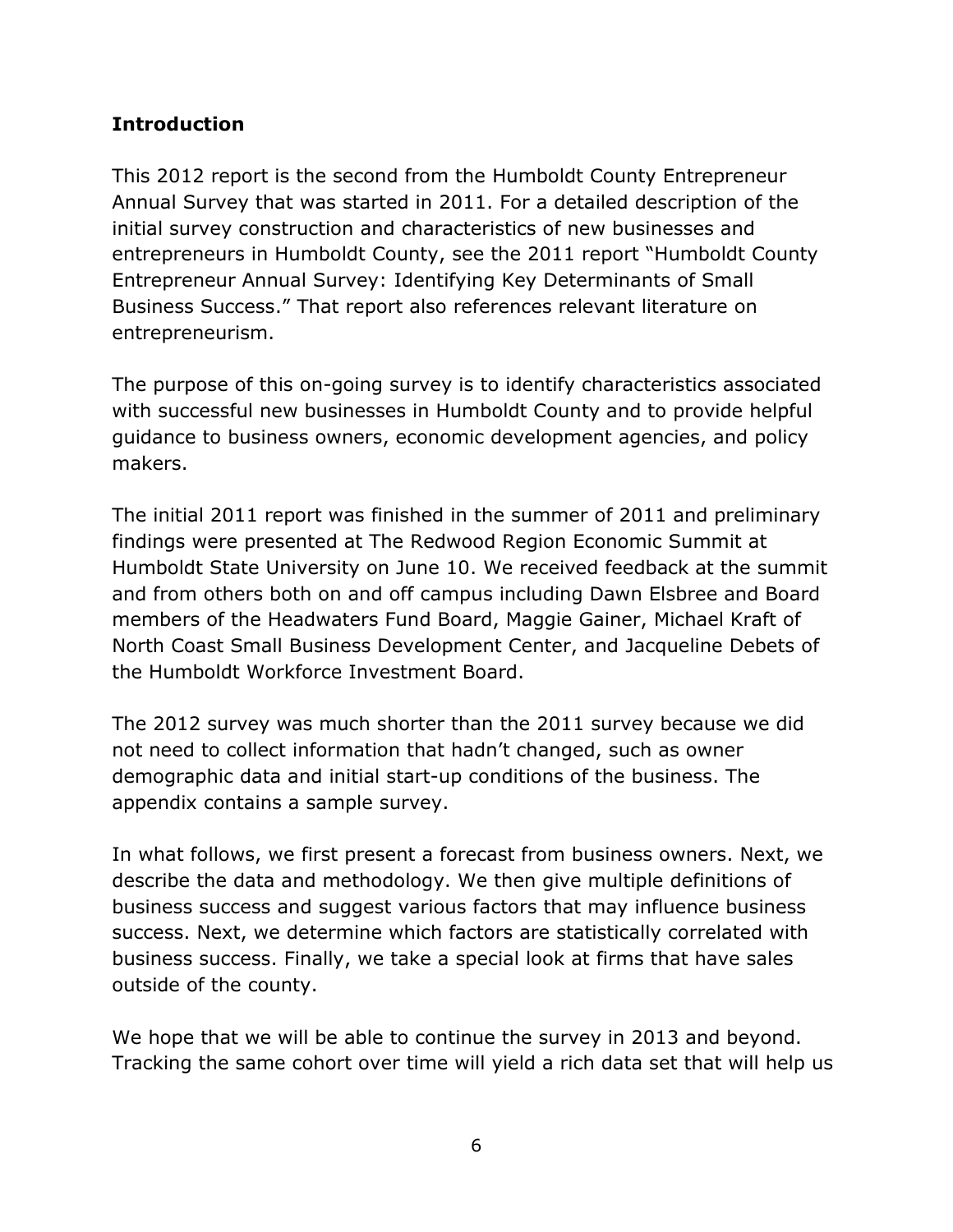**Introduction**

This 2012 report is the second from the Humboldt County Entrepreneur Annual Survey that was started in 2011. For a detailed description of the initial survey construction and characteristics of new businesses and entrepreneurs in Humboldt County, see the 2011 report "Humboldt County Entrepreneur Annual Survey: Identifying Key Determinants of Small Business Success." That report also references relevant literature on entrepreneurism.

The purpose of this on-going survey is to identify characteristics associated with successful new businesses in Humboldt County and to provide helpful guidance to business owners, economic development agencies, and policy makers.

The initial 2011 report was finished in the summer of 2011 and preliminary findings were presented at The Redwood Region Economic Summit at Humboldt State University on June 10. We received feedback at the summit and from others both on and off campus including Dawn Elsbree and Board members of the Headwaters Fund Board, Maggie Gainer, Michael Kraft of North Coast Small Business Development Center, and Jacqueline Debets of the Humboldt Workforce Investment Board.

The 2012 survey was much shorter than the 2011 survey because we did not need to collect information that hadn't changed, such as owner demographic data and initial start-up conditions of the business. The appendix contains a sample survey.

In what follows, we first present a forecast from business owners. Next, we describe the data and methodology. We then give multiple definitions of business success and suggest various factors that may influence business success. Next, we determine which factors are statistically correlated with business success. Finally, we take a special look at firms that have sales outside of the county.

We hope that we will be able to continue the survey in 2013 and beyond. Tracking the same cohort over time will yield a rich data set that will help us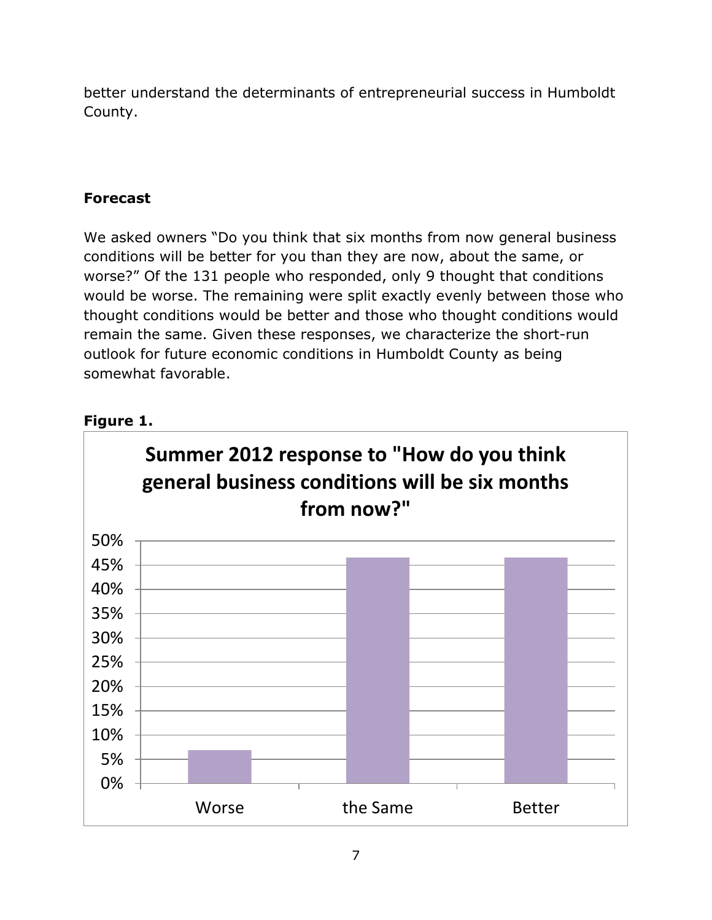better understand the determinants of entrepreneurial success in Humboldt County.

## Forecast

We asked owners "Do you think that six months from now general business conditions will be better for you than they are now, about the same, or worse?" Of the 131 people who responded, only 9 thought that conditions would be worse. The remaining were split exactly evenly between those who thought conditions would be better and those who thought conditions would remain the same. Given these responses, we characterize the short-run outlook for future economic conditions in Humboldt County as being somewhat favorable.

**Figure 1.**

Summer 2012 response to "How do you think general business conditions will be six months from now?"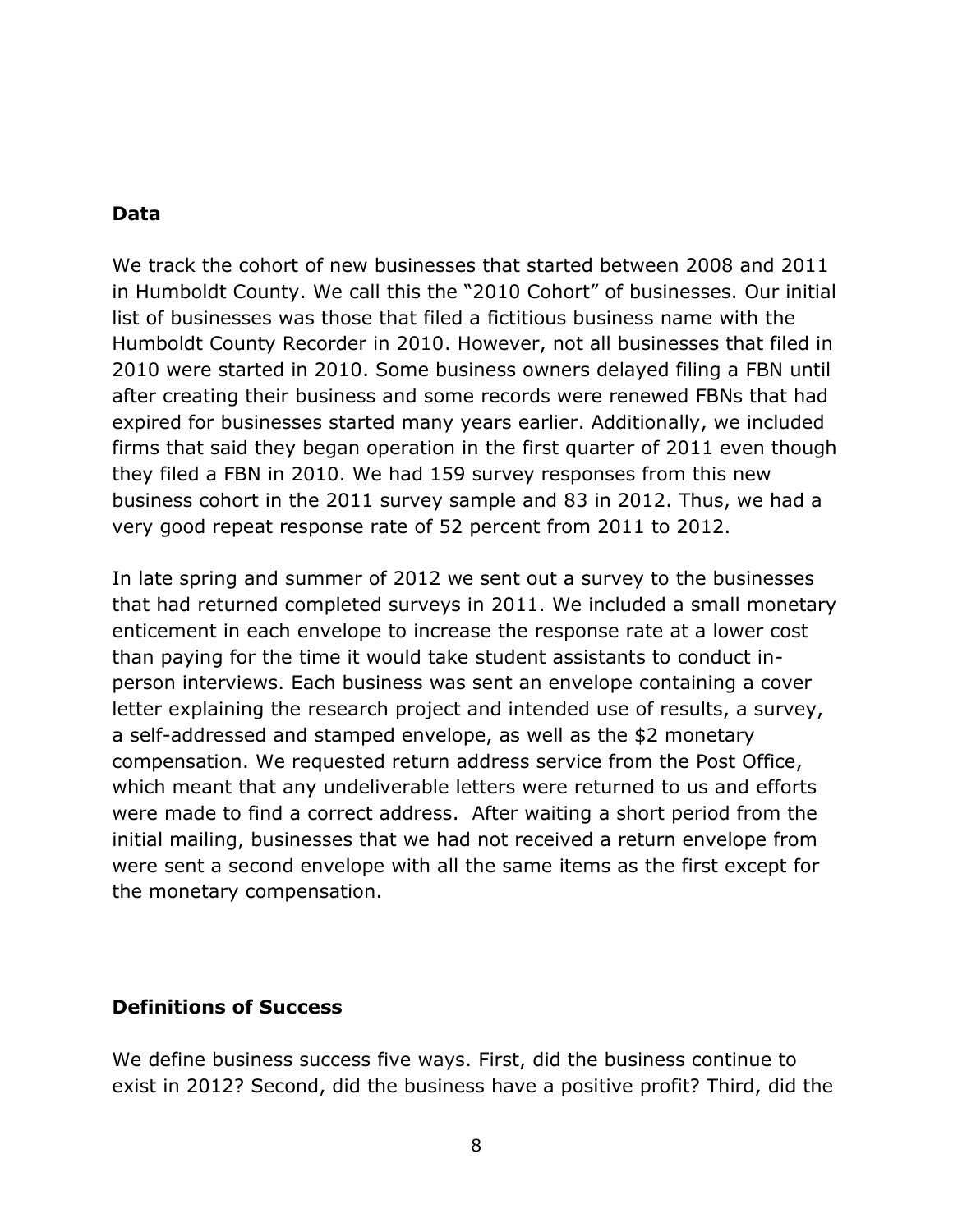## Data

We track the cohort of new businesses that started between 2008 and 2011 in Humboldt County. We call this the "2010 Cohort" of businesses. Our initial list of businesses was those that filed a fictitious business name with the Humboldt County Recorder in 2010. However, not all businesses that filed in 2010 were started in 2010. Some business owners delayed filing a FBN until after creating their business and some records were renewed FBNs that had expired for businesses started many years earlier. Additionally, we included firms that said they began operation in the first quarter of 2011 even though they filed a FBN in 2010. We had 159 survey responses from this new business cohort in the 2011 survey sample and 83 in 2012. Thus, we had a very good repeat response rate of 52 percent from 2011 to 2012.

In late spring and summer of 2012 we sent out a survey to the businesses that had returned completed surveys in 2011. We included a small monetary enticement in each envelope to increase the response rate at a lower cost than paying for the time it would take student assistants to conduct in-person interviews. Each business was sent an envelope containing a cover letter explaining the research project and intended use of results, a survey, a self-addressed and stamped envelope, as well as the $2 monetary compensation. We requested return address service from the Post Office, which meant that any undeliverable letters were returned to us and efforts were made to find a correct address. After waiting a short period from the initial mailing, businesses that we had not received a return envelope from were sent a second envelope with all the same items as the first except for the monetary compensation.

## Definitions of Success

We define business success five ways. First, did the business continue to exist in 2012? Second, did the business have a positive profit? Third, did the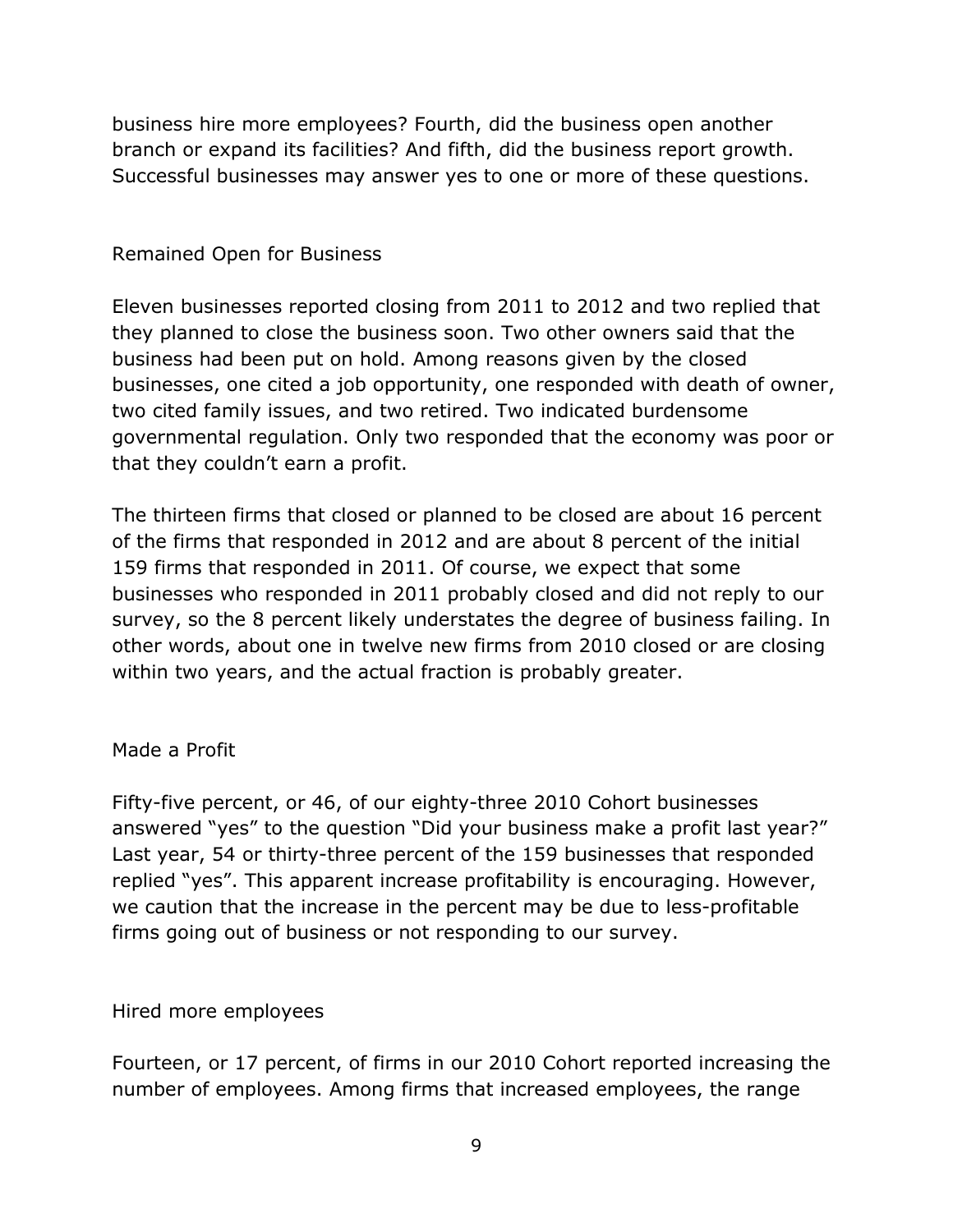business hire more employees? Fourth, did the business open another branch or expand its facilities? And fifth, did the business report growth. Successful businesses may answer yes to one or more of these questions.

## Remained Open for Business

Eleven businesses reported closing from 2011 to 2012 and two replied that they planned to close the business soon. Two other owners said that the business had been put on hold. Among reasons given by the closed businesses, one cited a job opportunity, one responded with death of owner, two cited family issues, and two retired. Two indicated burdensome governmental regulation. Only two responded that the economy was poor or that they couldn't earn a profit.

The thirteen firms that closed or planned to be closed are about 16 percent of the firms that responded in 2012 and are about 8 percent of the initial 159 firms that responded in 2011. Of course, we expect that some businesses who responded in 2011 probably closed and did not reply to our survey, so the 8 percent likely understates the degree of business failing. In other words, about one in twelve new firms from 2010 closed or are closing within two years, and the actual fraction is probably greater.

## Made a Profit

Fifty-five percent, or 46, of our eighty-three 2010 Cohort businesses answered "yes" to the question "Did your business make a profit last year?" Last year, 54 or thirty-three percent of the 159 businesses that responded replied "yes". This apparent increase profitability is encouraging. However, we caution that the increase in the percent may be due to less-profitable firms going out of business or not responding to our survey.

## Hired more employees

Fourteen, or 17 percent, of firms in our 2010 Cohort reported increasing the number of employees. Among firms that increased employees, the range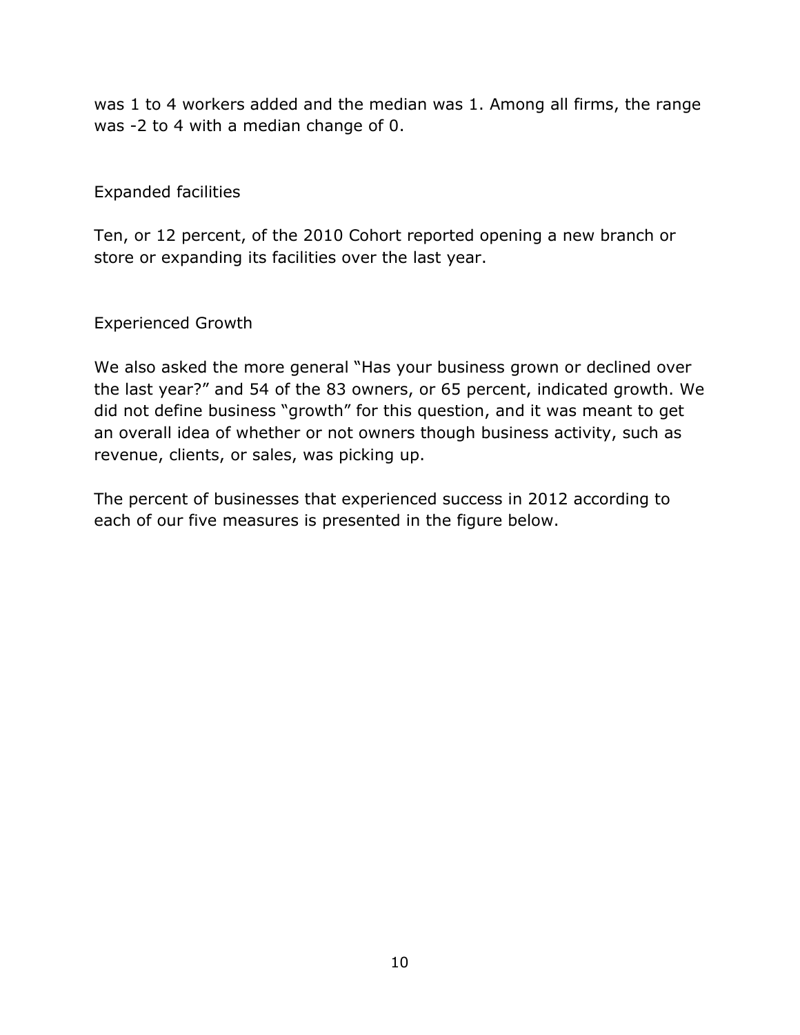was 1 to 4 workers added and the median was 1. Among all firms, the range was -2 to 4 with a median change of 0.

### Expanded facilities

Ten, or 12 percent, of the 2010 Cohort reported opening a new branch or store or expanding its facilities over the last year.

### Experienced Growth

We also asked the more general "Has your business grown or declined over the last year?" and 54 of the 83 owners, or 65 percent, indicated growth. We did not define business "growth" for this question, and it was meant to get an overall idea of whether or not owners though business activity, such as revenue, clients, or sales, was picking up.

The percent of businesses that experienced success in 2012 according to each of our five measures is presented in the figure below.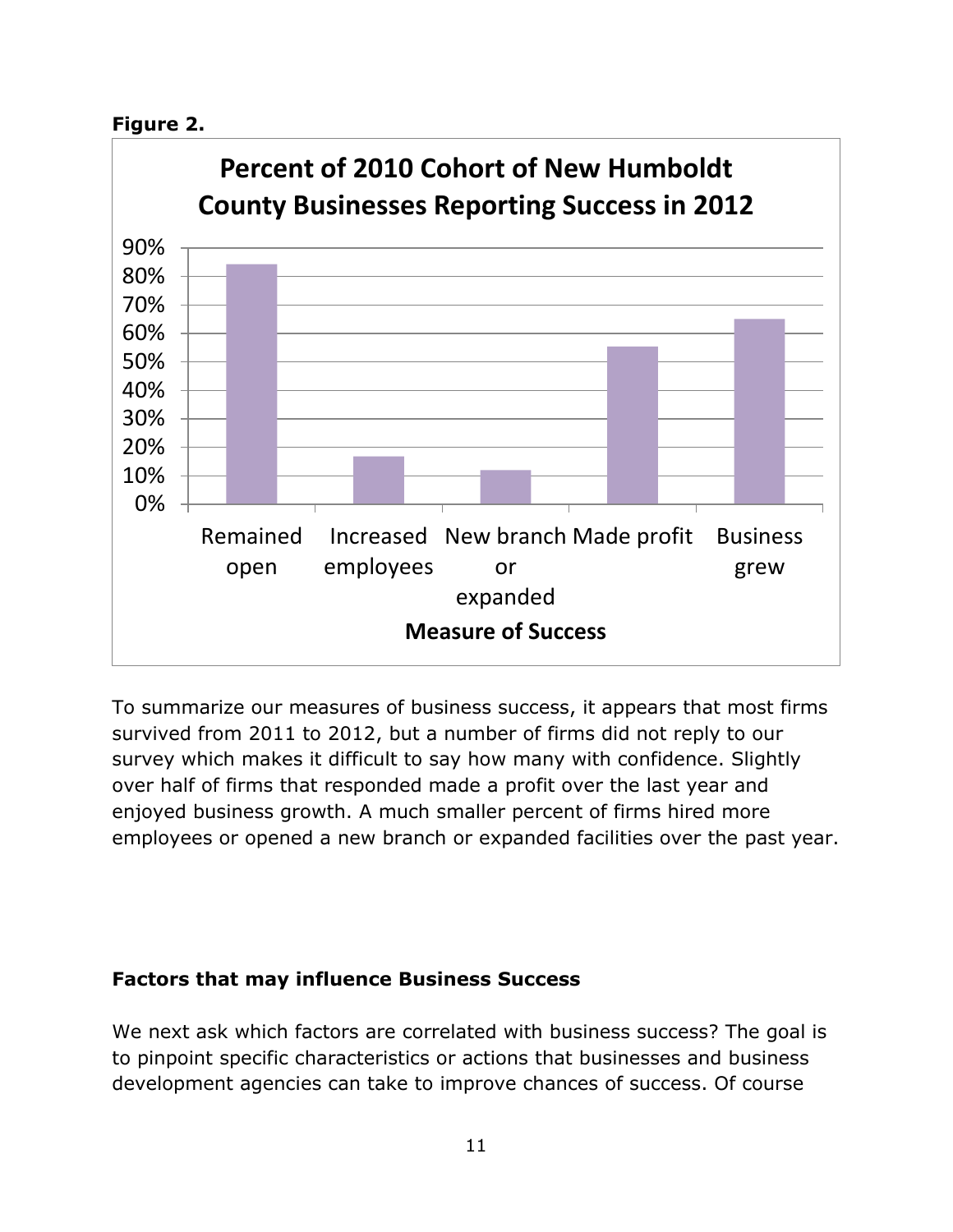**Figure 2.**

To summarize our measures of business success, it appears that most firms survived from 2011 to 2012, but a number of firms did not reply to our survey which makes it difficult to say how many with confidence. Slightly over half of firms that responded made a profit over the last year and enjoyed business growth. A much smaller percent of firms hired more employees or opened a new branch or expanded facilities over the past year.

### Factors that may influence Business Success

We next ask which factors are correlated with business success? The goal is to pinpoint specific characteristics or actions that businesses and business development agencies can take to improve chances of success. Of course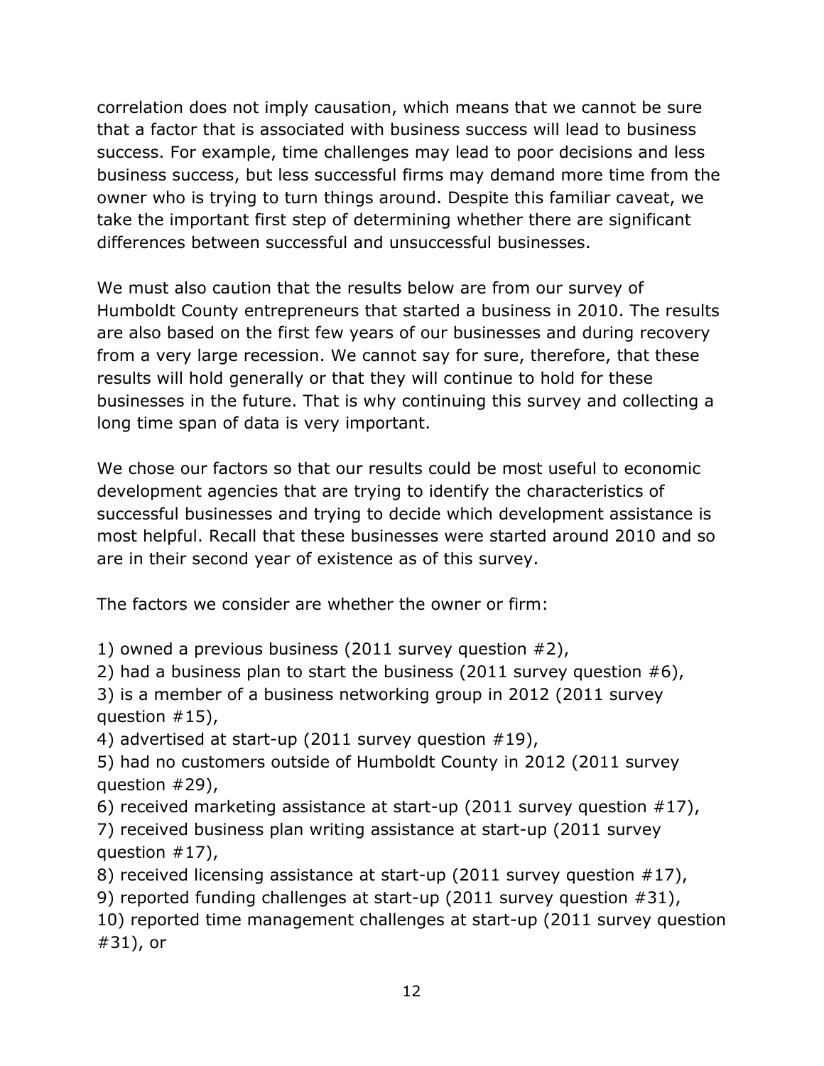correlation does not imply causation, which means that we cannot be sure that a factor that is associated with business success will lead to business success. For example, time challenges may lead to poor decisions and less business success, but less successful firms may demand more time from the owner who is trying to turn things around. Despite this familiar caveat, we take the important first step of determining whether there are significant differences between successful and unsuccessful businesses.

We must also caution that the results below are from our survey of Humboldt County entrepreneurs that started a business in 2010. The results are also based on the first few years of our businesses and during recovery from a very large recession. We cannot say for sure, therefore, that these results will hold generally or that they will continue to hold for these businesses in the future. That is why continuing this survey and collecting a long time span of data is very important.

We chose our factors so that our results could be most useful to economic development agencies that are trying to identify the characteristics of successful businesses and trying to decide which development assistance is most helpful. Recall that these businesses were started around 2010 and so are in their second year of existence as of this survey.

The factors we consider are whether the owner or firm:

1) owned a previous business (2011 survey question #2),
2) had a business plan to start the business (2011 survey question #6),
3) is a member of a business networking group in 2012 (2011 survey question #15),
4) advertised at start-up (2011 survey question #19),
5) had no customers outside of Humboldt County in 2012 (2011 survey question #29),
6) received marketing assistance at start-up (2011 survey question #17),
7) received business plan writing assistance at start-up (2011 survey question #17),
8) received licensing assistance at start-up (2011 survey question #17),
9) reported funding challenges at start-up (2011 survey question #31),
10) reported time management challenges at start-up (2011 survey question #31), or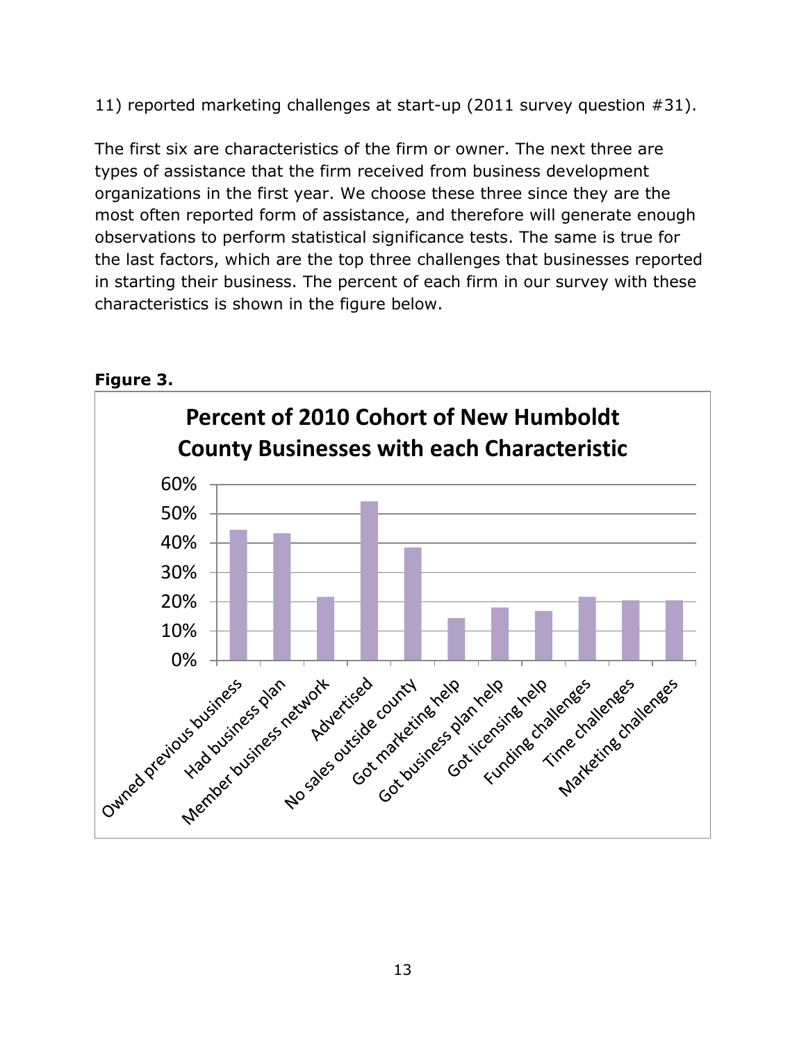11) reported marketing challenges at start-up (2011 survey question #31).

The first six are characteristics of the firm or owner. The next three are types of assistance that the firm received from business development organizations in the first year. We choose these three since they are the most often reported form of assistance, and therefore will generate enough observations to perform statistical significance tests. The same is true for the last factors, which are the top three challenges that businesses reported in starting their business. The percent of each firm in our survey with these characteristics is shown in the figure below.

**Figure 3.**

**Percent of 2010 Cohort of New Humboldt County Businesses with each Characteristic**

| Characteristic | Percent (approx.) |
|---|---|
| Owned previous business | 45% |
| Had business plan | 43% |
| Member business network | 22% |
| Advertised | 54% |
| No sales outside county | 38% |
| Got marketing help | 14% |
| Got business plan help | 18% |
| Got licensing help | 17% |
| Funding challenges | 22% |
| Time challenges | 20% |
| Marketing challenges | 20% |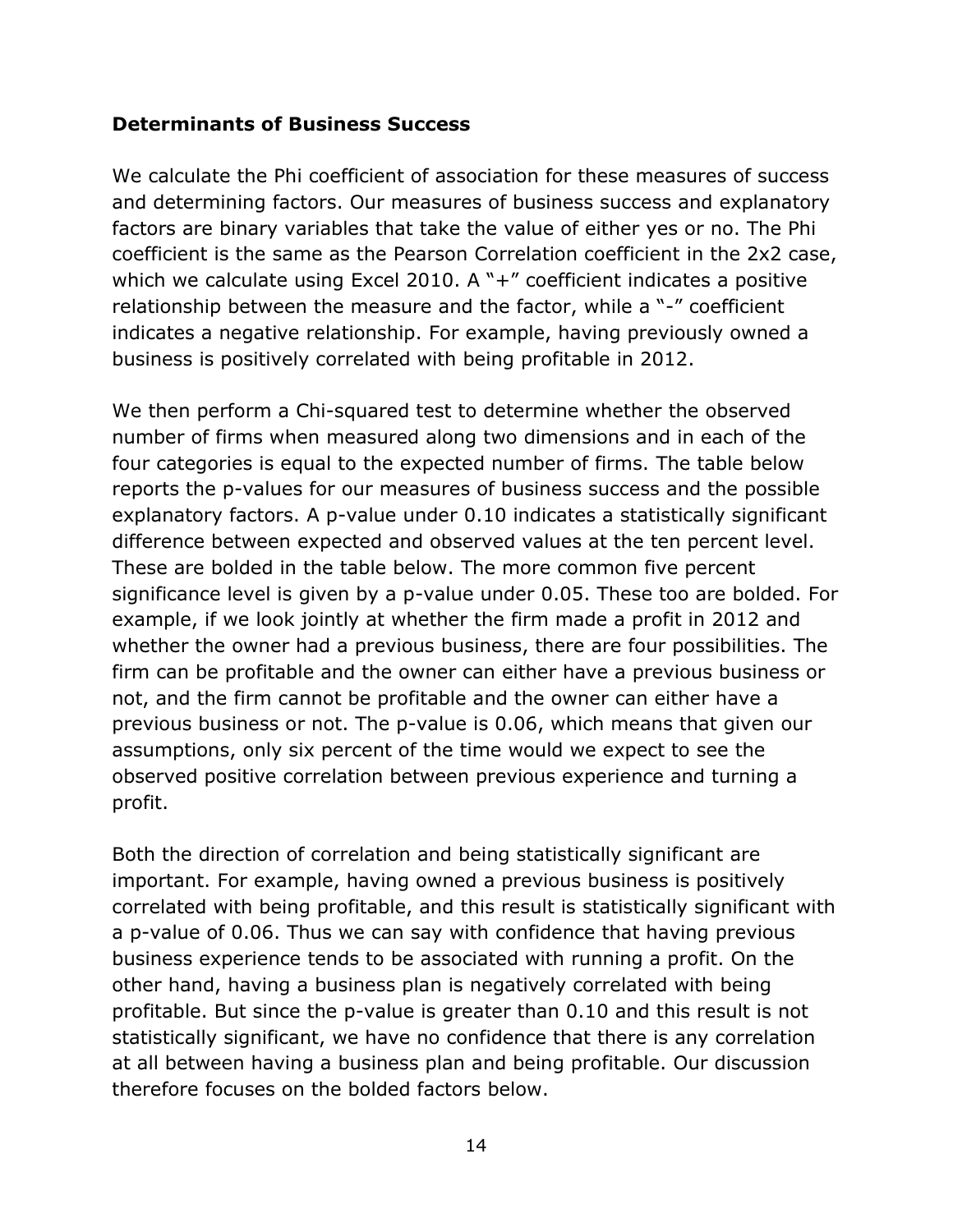**Determinants of Business Success**

We calculate the Phi coefficient of association for these measures of success and determining factors. Our measures of business success and explanatory factors are binary variables that take the value of either yes or no. The Phi coefficient is the same as the Pearson Correlation coefficient in the 2x2 case, which we calculate using Excel 2010. A "+" coefficient indicates a positive relationship between the measure and the factor, while a "-" coefficient indicates a negative relationship. For example, having previously owned a business is positively correlated with being profitable in 2012.

We then perform a Chi-squared test to determine whether the observed number of firms when measured along two dimensions and in each of the four categories is equal to the expected number of firms. The table below reports the p-values for our measures of business success and the possible explanatory factors. A p-value under 0.10 indicates a statistically significant difference between expected and observed values at the ten percent level. These are bolded in the table below. The more common five percent significance level is given by a p-value under 0.05. These too are bolded. For example, if we look jointly at whether the firm made a profit in 2012 and whether the owner had a previous business, there are four possibilities. The firm can be profitable and the owner can either have a previous business or not, and the firm cannot be profitable and the owner can either have a previous business or not. The p-value is 0.06, which means that given our assumptions, only six percent of the time would we expect to see the observed positive correlation between previous experience and turning a profit.

Both the direction of correlation and being statistically significant are important. For example, having owned a previous business is positively correlated with being profitable, and this result is statistically significant with a p-value of 0.06. Thus we can say with confidence that having previous business experience tends to be associated with running a profit. On the other hand, having a business plan is negatively correlated with being profitable. But since the p-value is greater than 0.10 and this result is not statistically significant, we have no confidence that there is any correlation at all between having a business plan and being profitable. Our discussion therefore focuses on the bolded factors below.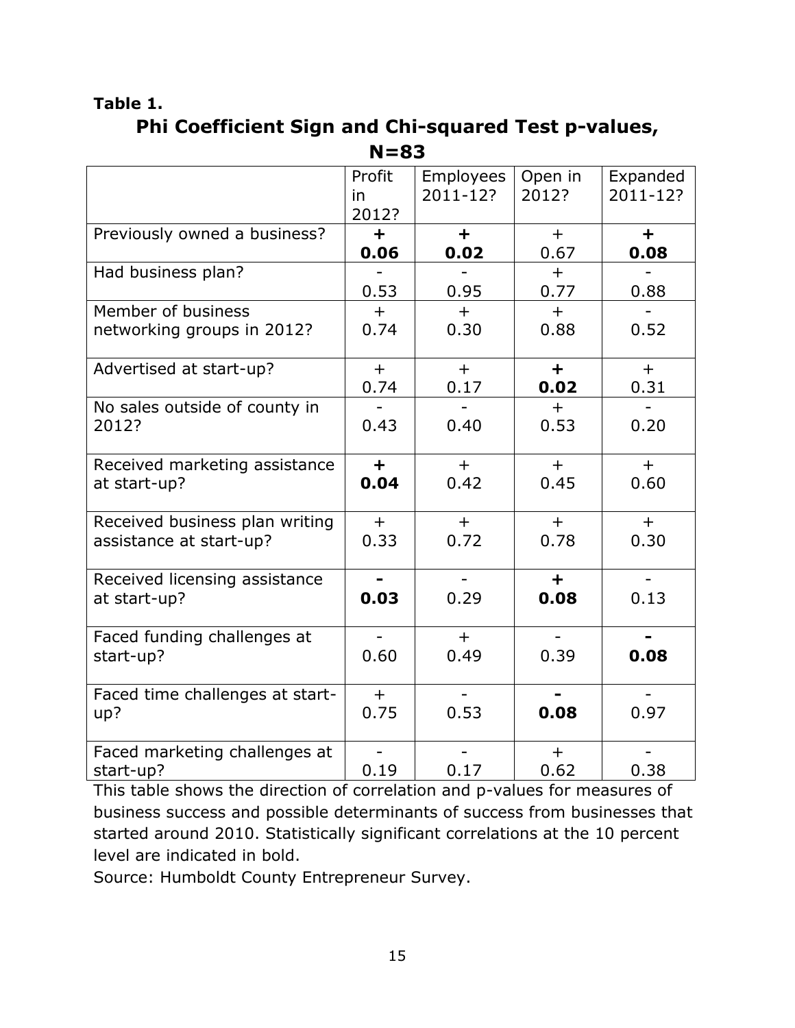**Table 1.**

## Phi Coefficient Sign and Chi-squared Test p-values, N=83

| | Profit in 2012? | Employees 2011-12? | Open in 2012? | Expanded 2011-12? |
|---|---|---|---|---|
| Previously owned a business? | **+ 0.06** | **+ 0.02** | + 0.67 | **+ 0.08** |
| Had business plan? | - 0.53 | - 0.95 | + 0.77 | - 0.88 |
| Member of business networking groups in 2012? | + 0.74 | + 0.30 | + 0.88 | - 0.52 |
| Advertised at start-up? | + 0.74 | + 0.17 | **+ 0.02** | + 0.31 |
| No sales outside of county in 2012? | - 0.43 | - 0.40 | + 0.53 | - 0.20 |
| Received marketing assistance at start-up? | **+ 0.04** | + 0.42 | + 0.45 | + 0.60 |
| Received business plan writing assistance at start-up? | + 0.33 | + 0.72 | + 0.78 | + 0.30 |
| Received licensing assistance at start-up? | **- 0.03** | - 0.29 | **+ 0.08** | - 0.13 |
| Faced funding challenges at start-up? | - 0.60 | + 0.49 | - 0.39 | **- 0.08** |
| Faced time challenges at start-up? | + 0.75 | - 0.53 | **- 0.08** | - 0.97 |
| Faced marketing challenges at start-up? | - 0.19 | - 0.17 | + 0.62 | - 0.38 |

This table shows the direction of correlation and p-values for measures of business success and possible determinants of success from businesses that started around 2010. Statistically significant correlations at the 10 percent level are indicated in bold.

Source: Humboldt County Entrepreneur Survey.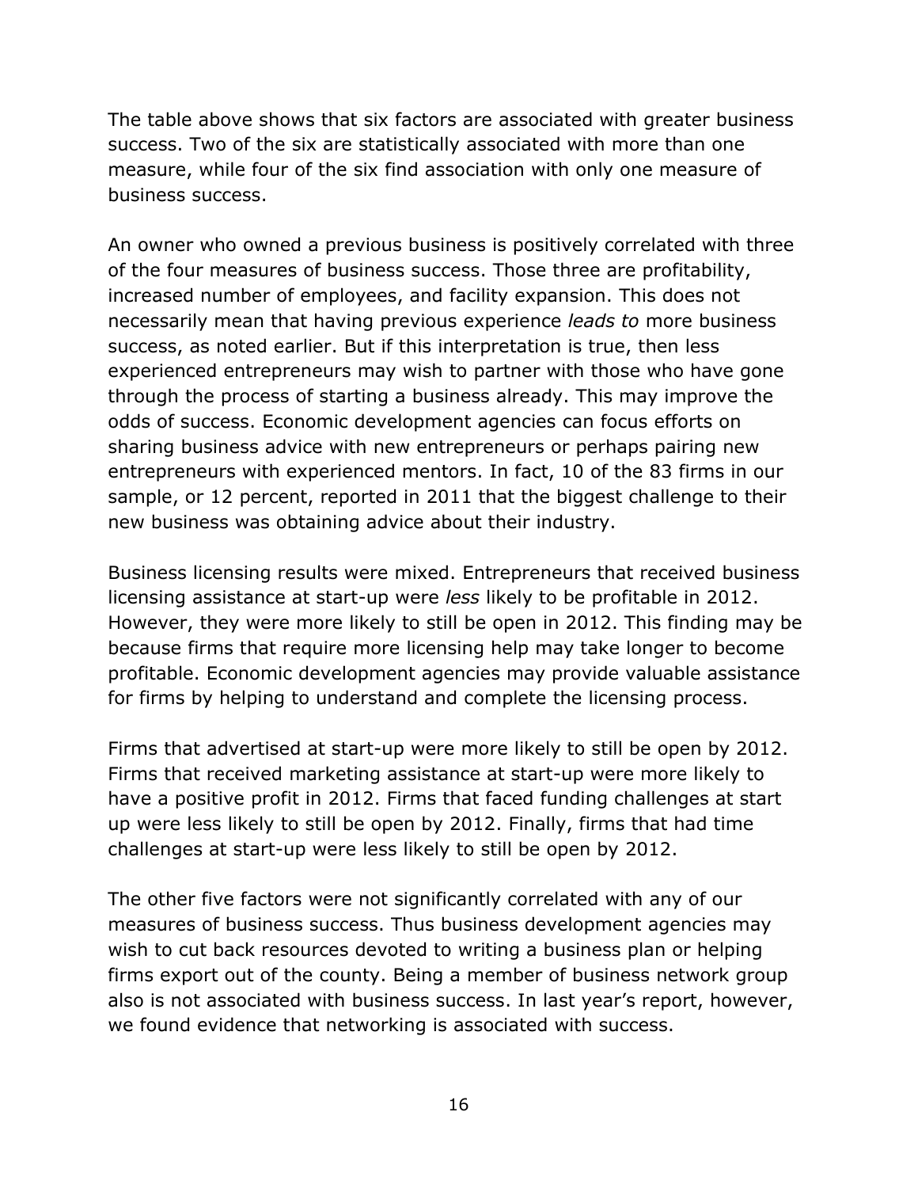The table above shows that six factors are associated with greater business success. Two of the six are statistically associated with more than one measure, while four of the six find association with only one measure of business success.

An owner who owned a previous business is positively correlated with three of the four measures of business success. Those three are profitability, increased number of employees, and facility expansion. This does not necessarily mean that having previous experience *leads to* more business success, as noted earlier. But if this interpretation is true, then less experienced entrepreneurs may wish to partner with those who have gone through the process of starting a business already. This may improve the odds of success. Economic development agencies can focus efforts on sharing business advice with new entrepreneurs or perhaps pairing new entrepreneurs with experienced mentors. In fact, 10 of the 83 firms in our sample, or 12 percent, reported in 2011 that the biggest challenge to their new business was obtaining advice about their industry.

Business licensing results were mixed. Entrepreneurs that received business licensing assistance at start-up were *less* likely to be profitable in 2012. However, they were more likely to still be open in 2012. This finding may be because firms that require more licensing help may take longer to become profitable. Economic development agencies may provide valuable assistance for firms by helping to understand and complete the licensing process.

Firms that advertised at start-up were more likely to still be open by 2012. Firms that received marketing assistance at start-up were more likely to have a positive profit in 2012. Firms that faced funding challenges at start up were less likely to still be open by 2012. Finally, firms that had time challenges at start-up were less likely to still be open by 2012.

The other five factors were not significantly correlated with any of our measures of business success. Thus business development agencies may wish to cut back resources devoted to writing a business plan or helping firms export out of the county. Being a member of business network group also is not associated with business success. In last year's report, however, we found evidence that networking is associated with success.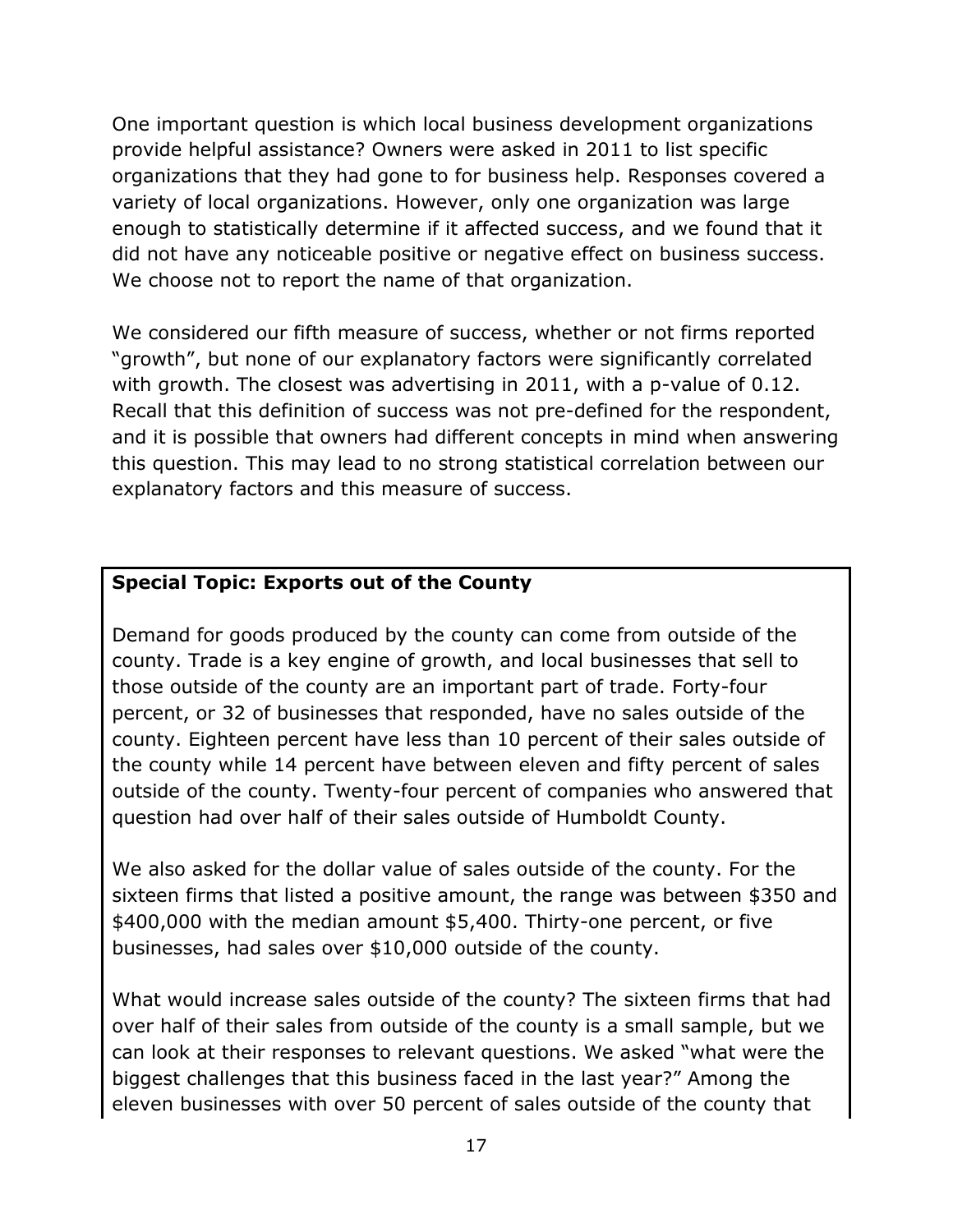One important question is which local business development organizations provide helpful assistance? Owners were asked in 2011 to list specific organizations that they had gone to for business help. Responses covered a variety of local organizations. However, only one organization was large enough to statistically determine if it affected success, and we found that it did not have any noticeable positive or negative effect on business success. We choose not to report the name of that organization.

We considered our fifth measure of success, whether or not firms reported "growth", but none of our explanatory factors were significantly correlated with growth. The closest was advertising in 2011, with a p-value of 0.12. Recall that this definition of success was not pre-defined for the respondent, and it is possible that owners had different concepts in mind when answering this question. This may lead to no strong statistical correlation between our explanatory factors and this measure of success.

**Special Topic: Exports out of the County**

Demand for goods produced by the county can come from outside of the county. Trade is a key engine of growth, and local businesses that sell to those outside of the county are an important part of trade. Forty-four percent, or 32 of businesses that responded, have no sales outside of the county. Eighteen percent have less than 10 percent of their sales outside of the county while 14 percent have between eleven and fifty percent of sales outside of the county. Twenty-four percent of companies who answered that question had over half of their sales outside of Humboldt County.

We also asked for the dollar value of sales outside of the county. For the sixteen firms that listed a positive amount, the range was between $350 and $400,000 with the median amount $5,400. Thirty-one percent, or five businesses, had sales over $10,000 outside of the county.

What would increase sales outside of the county? The sixteen firms that had over half of their sales from outside of the county is a small sample, but we can look at their responses to relevant questions. We asked "what were the biggest challenges that this business faced in the last year?" Among the eleven businesses with over 50 percent of sales outside of the county that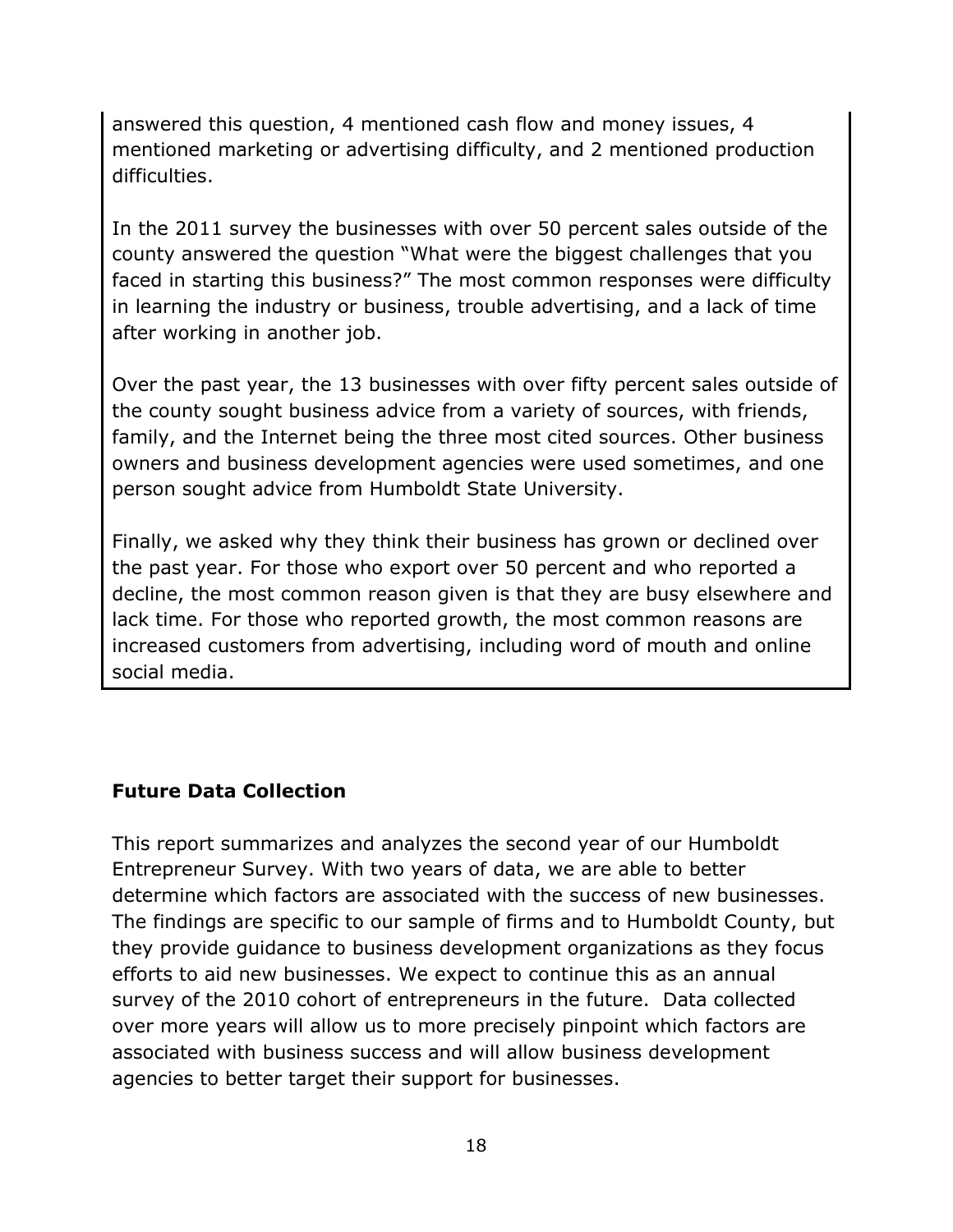answered this question, 4 mentioned cash flow and money issues, 4 mentioned marketing or advertising difficulty, and 2 mentioned production difficulties.

In the 2011 survey the businesses with over 50 percent sales outside of the county answered the question "What were the biggest challenges that you faced in starting this business?" The most common responses were difficulty in learning the industry or business, trouble advertising, and a lack of time after working in another job.

Over the past year, the 13 businesses with over fifty percent sales outside of the county sought business advice from a variety of sources, with friends, family, and the Internet being the three most cited sources. Other business owners and business development agencies were used sometimes, and one person sought advice from Humboldt State University.

Finally, we asked why they think their business has grown or declined over the past year. For those who export over 50 percent and who reported a decline, the most common reason given is that they are busy elsewhere and lack time. For those who reported growth, the most common reasons are increased customers from advertising, including word of mouth and online social media.

**Future Data Collection**

This report summarizes and analyzes the second year of our Humboldt Entrepreneur Survey. With two years of data, we are able to better determine which factors are associated with the success of new businesses. The findings are specific to our sample of firms and to Humboldt County, but they provide guidance to business development organizations as they focus efforts to aid new businesses. We expect to continue this as an annual survey of the 2010 cohort of entrepreneurs in the future. Data collected over more years will allow us to more precisely pinpoint which factors are associated with business success and will allow business development agencies to better target their support for businesses.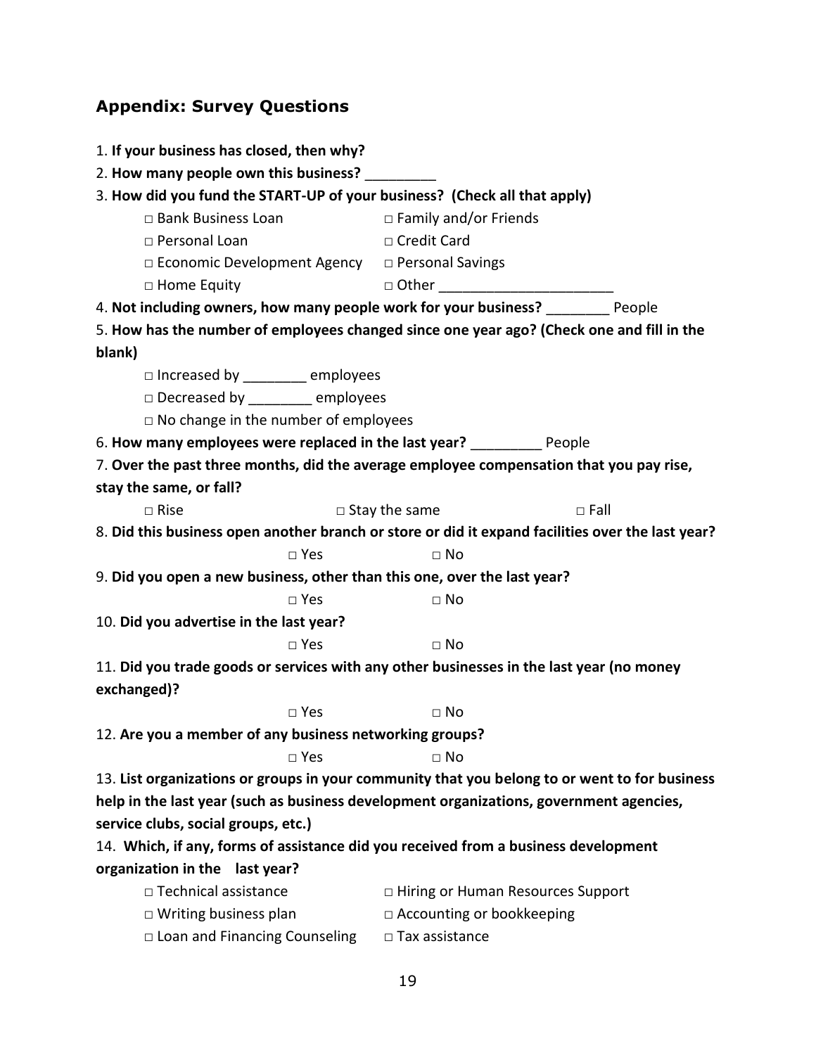## Appendix: Survey Questions

1. **If your business has closed, then why?**

2. **How many people own this business?** _________

3. **How did you fund the START-UP of your business? (Check all that apply)**

   □ Bank Business Loan　　□ Family and/or Friends
   □ Personal Loan　　□ Credit Card
   □ Economic Development Agency　　□ Personal Savings
   □ Home Equity　　□ Other ______________________

4. **Not including owners, how many people work for your business?** ________ People

5. **How has the number of employees changed since one year ago? (Check one and fill in the blank)**

   □ Increased by ________ employees
   □ Decreased by ________ employees
   □ No change in the number of employees

6. **How many employees were replaced in the last year?** _________ People

7. **Over the past three months, did the average employee compensation that you pay rise, stay the same, or fall?**

   □ Rise　　□ Stay the same　　□ Fall

8. **Did this business open another branch or store or did it expand facilities over the last year?**

   □ Yes　　□ No

9. **Did you open a new business, other than this one, over the last year?**

   □ Yes　　□ No

10. **Did you advertise in the last year?**

   □ Yes　　□ No

11. **Did you trade goods or services with any other businesses in the last year (no money exchanged)?**

   □ Yes　　□ No

12. **Are you a member of any business networking groups?**

   □ Yes　　□ No

13. **List organizations or groups in your community that you belong to or went to for business help in the last year (such as business development organizations, government agencies, service clubs, social groups, etc.)**

14. **Which, if any, forms of assistance did you received from a business development organization in the last year?**

   □ Technical assistance　　□ Hiring or Human Resources Support
   □ Writing business plan　　□ Accounting or bookkeeping
   □ Loan and Financing Counseling　　□ Tax assistance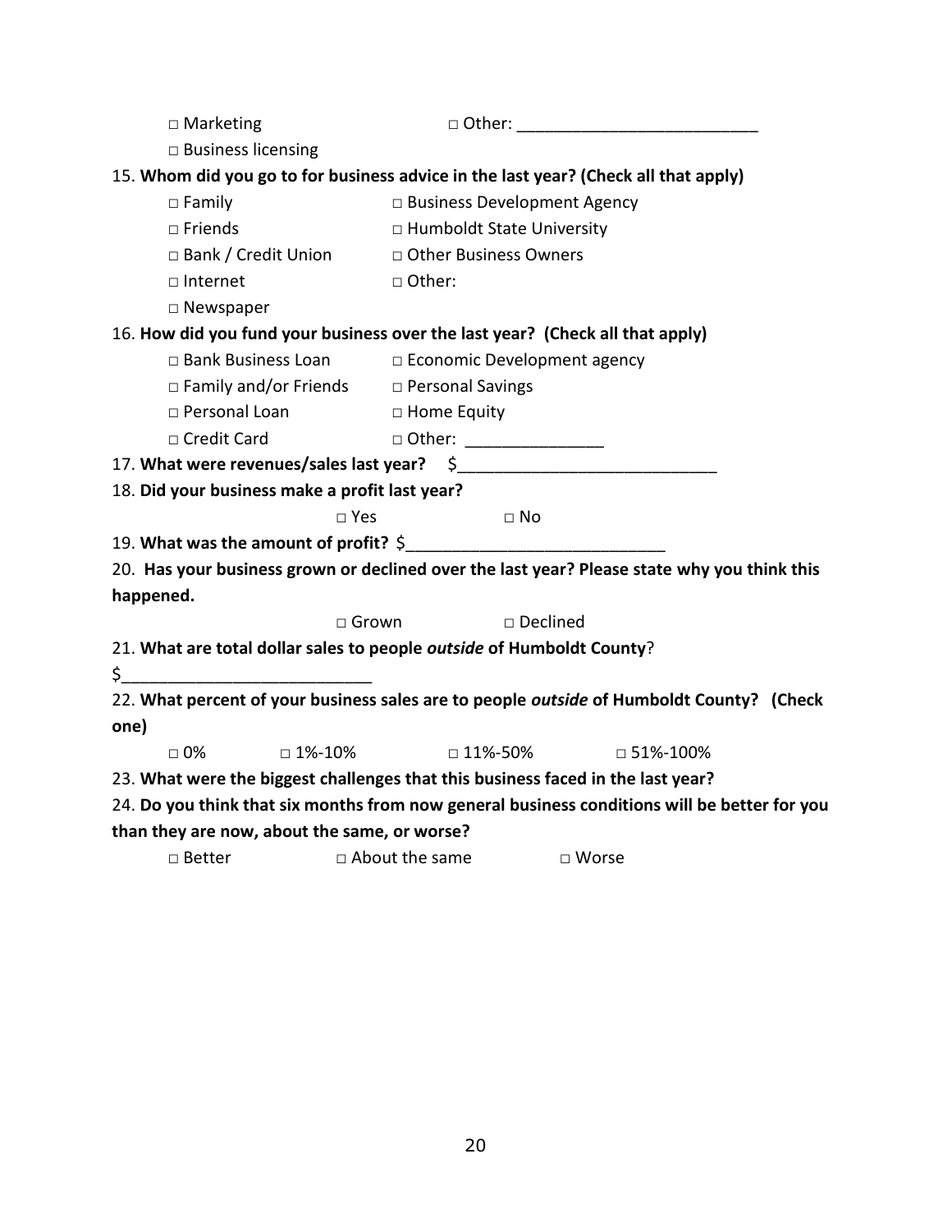□ Marketing □ Other: _________________________

□ Business licensing

15. **Whom did you go to for business advice in the last year? (Check all that apply)**

□ Family □ Business Development Agency

□ Friends □ Humboldt State University

□ Bank / Credit Union □ Other Business Owners

□ Internet □ Other:

□ Newspaper

16. **How did you fund your business over the last year? (Check all that apply)**

□ Bank Business Loan □ Economic Development agency

□ Family and/or Friends □ Personal Savings

□ Personal Loan □ Home Equity

□ Credit Card □ Other: ______________

17. **What were revenues/sales last year?** $___________________________

18. **Did your business make a profit last year?**

□ Yes □ No

19. **What was the amount of profit?** $___________________________

20. **Has your business grown or declined over the last year? Please state why you think this happened.**

□ Grown □ Declined

21. **What are total dollar sales to people *outside* of Humboldt County**?

$_________________________

22. **What percent of your business sales are to people *outside* of Humboldt County? (Check one)**

□ 0% □ 1%-10% □ 11%-50% □ 51%-100%

23. **What were the biggest challenges that this business faced in the last year?**

24. **Do you think that six months from now general business conditions will be better for you than they are now, about the same, or worse?**

□ Better □ About the same □ Worse